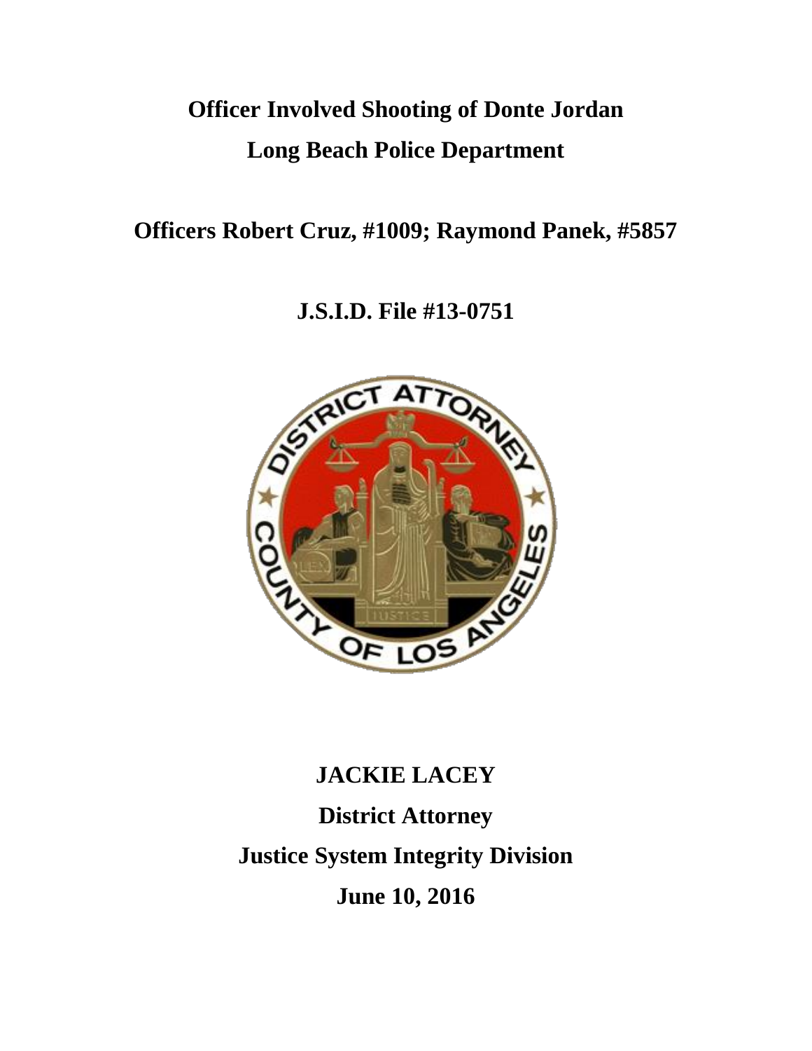# Officer Involved Shooting of Donte Jordan

# Long Beach Police Department

## Officers Robert Cruz, #1009; Raymond Panek, #5857

## J.S.I.D. File #13-0751

**JACKIE LACEY**

**District Attorney**

**Justice System Integrity Division**

**June 10, 2016**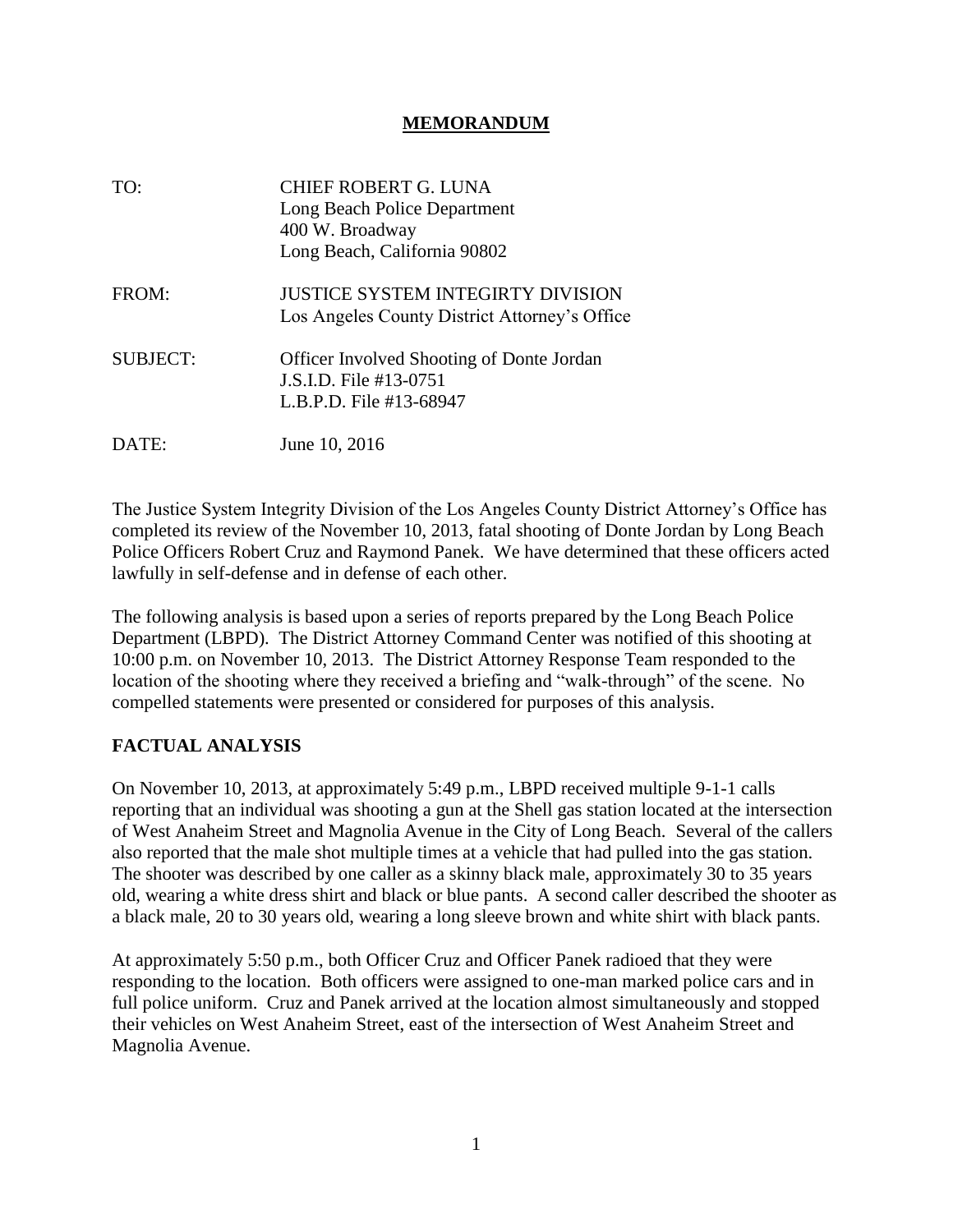**MEMORANDUM**

TO: CHIEF ROBERT G. LUNA
Long Beach Police Department
400 W. Broadway
Long Beach, California 90802

FROM: JUSTICE SYSTEM INTEGIRTY DIVISION
Los Angeles County District Attorney's Office

SUBJECT: Officer Involved Shooting of Donte Jordan
J.S.I.D. File #13-0751
L.B.P.D. File #13-68947

DATE: June 10, 2016

The Justice System Integrity Division of the Los Angeles County District Attorney's Office has completed its review of the November 10, 2013, fatal shooting of Donte Jordan by Long Beach Police Officers Robert Cruz and Raymond Panek. We have determined that these officers acted lawfully in self-defense and in defense of each other.

The following analysis is based upon a series of reports prepared by the Long Beach Police Department (LBPD). The District Attorney Command Center was notified of this shooting at 10:00 p.m. on November 10, 2013. The District Attorney Response Team responded to the location of the shooting where they received a briefing and "walk-through" of the scene. No compelled statements were presented or considered for purposes of this analysis.

## FACTUAL ANALYSIS

On November 10, 2013, at approximately 5:49 p.m., LBPD received multiple 9-1-1 calls reporting that an individual was shooting a gun at the Shell gas station located at the intersection of West Anaheim Street and Magnolia Avenue in the City of Long Beach. Several of the callers also reported that the male shot multiple times at a vehicle that had pulled into the gas station. The shooter was described by one caller as a skinny black male, approximately 30 to 35 years old, wearing a white dress shirt and black or blue pants. A second caller described the shooter as a black male, 20 to 30 years old, wearing a long sleeve brown and white shirt with black pants.

At approximately 5:50 p.m., both Officer Cruz and Officer Panek radioed that they were responding to the location. Both officers were assigned to one-man marked police cars and in full police uniform. Cruz and Panek arrived at the location almost simultaneously and stopped their vehicles on West Anaheim Street, east of the intersection of West Anaheim Street and Magnolia Avenue.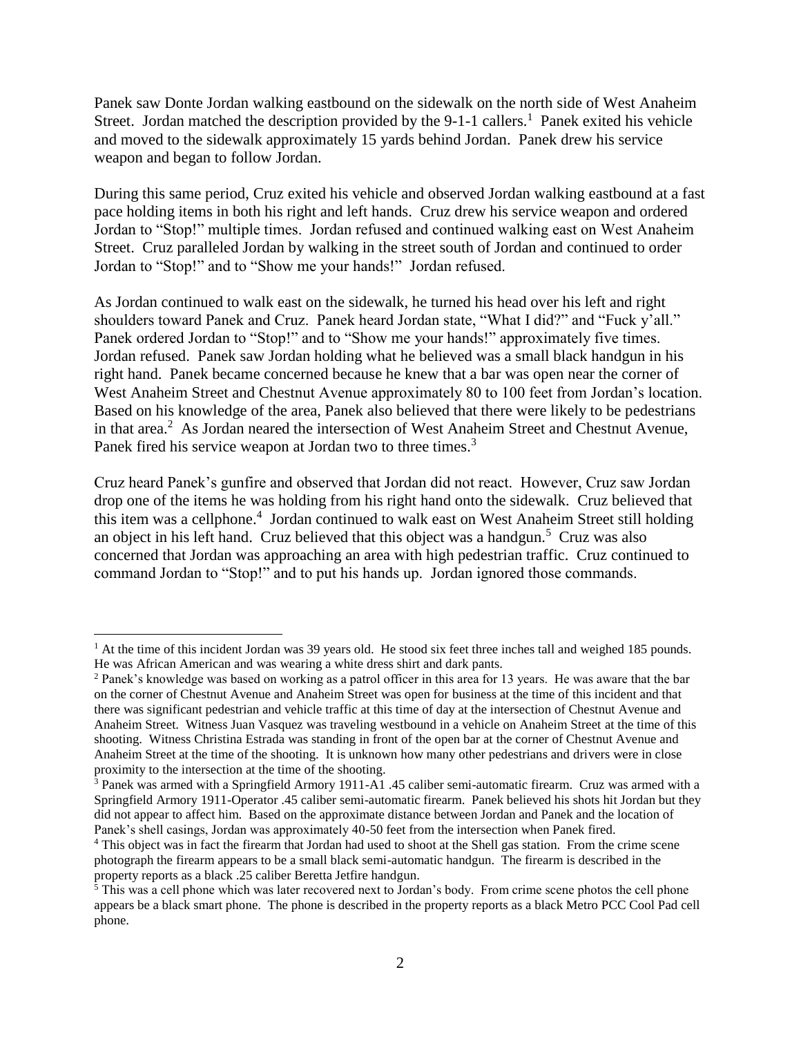Panek saw Donte Jordan walking eastbound on the sidewalk on the north side of West Anaheim Street. Jordan matched the description provided by the 9-1-1 callers.[1] Panek exited his vehicle and moved to the sidewalk approximately 15 yards behind Jordan. Panek drew his service weapon and began to follow Jordan.

During this same period, Cruz exited his vehicle and observed Jordan walking eastbound at a fast pace holding items in both his right and left hands. Cruz drew his service weapon and ordered Jordan to "Stop!" multiple times. Jordan refused and continued walking east on West Anaheim Street. Cruz paralleled Jordan by walking in the street south of Jordan and continued to order Jordan to "Stop!" and to "Show me your hands!" Jordan refused.

As Jordan continued to walk east on the sidewalk, he turned his head over his left and right shoulders toward Panek and Cruz. Panek heard Jordan state, "What I did?" and "Fuck y'all." Panek ordered Jordan to "Stop!" and to "Show me your hands!" approximately five times. Jordan refused. Panek saw Jordan holding what he believed was a small black handgun in his right hand. Panek became concerned because he knew that a bar was open near the corner of West Anaheim Street and Chestnut Avenue approximately 80 to 100 feet from Jordan's location. Based on his knowledge of the area, Panek also believed that there were likely to be pedestrians in that area.[2] As Jordan neared the intersection of West Anaheim Street and Chestnut Avenue, Panek fired his service weapon at Jordan two to three times.[3]

Cruz heard Panek's gunfire and observed that Jordan did not react. However, Cruz saw Jordan drop one of the items he was holding from his right hand onto the sidewalk. Cruz believed that this item was a cellphone.[4] Jordan continued to walk east on West Anaheim Street still holding an object in his left hand. Cruz believed that this object was a handgun.[5] Cruz was also concerned that Jordan was approaching an area with high pedestrian traffic. Cruz continued to command Jordan to "Stop!" and to put his hands up. Jordan ignored those commands.

---

[1] At the time of this incident Jordan was 39 years old. He stood six feet three inches tall and weighed 185 pounds. He was African American and was wearing a white dress shirt and dark pants.

[2] Panek's knowledge was based on working as a patrol officer in this area for 13 years. He was aware that the bar on the corner of Chestnut Avenue and Anaheim Street was open for business at the time of this incident and that there was significant pedestrian and vehicle traffic at this time of day at the intersection of Chestnut Avenue and Anaheim Street. Witness Juan Vasquez was traveling westbound in a vehicle on Anaheim Street at the time of this shooting. Witness Christina Estrada was standing in front of the open bar at the corner of Chestnut Avenue and Anaheim Street at the time of the shooting. It is unknown how many other pedestrians and drivers were in close proximity to the intersection at the time of the shooting.

[3] Panek was armed with a Springfield Armory 1911-A1 .45 caliber semi-automatic firearm. Cruz was armed with a Springfield Armory 1911-Operator .45 caliber semi-automatic firearm. Panek believed his shots hit Jordan but they did not appear to affect him. Based on the approximate distance between Jordan and Panek and the location of Panek's shell casings, Jordan was approximately 40-50 feet from the intersection when Panek fired.

[4] This object was in fact the firearm that Jordan had used to shoot at the Shell gas station. From the crime scene photograph the firearm appears to be a small black semi-automatic handgun. The firearm is described in the property reports as a black .25 caliber Beretta Jetfire handgun.

[5] This was a cell phone which was later recovered next to Jordan's body. From crime scene photos the cell phone appears be a black smart phone. The phone is described in the property reports as a black Metro PCC Cool Pad cell phone.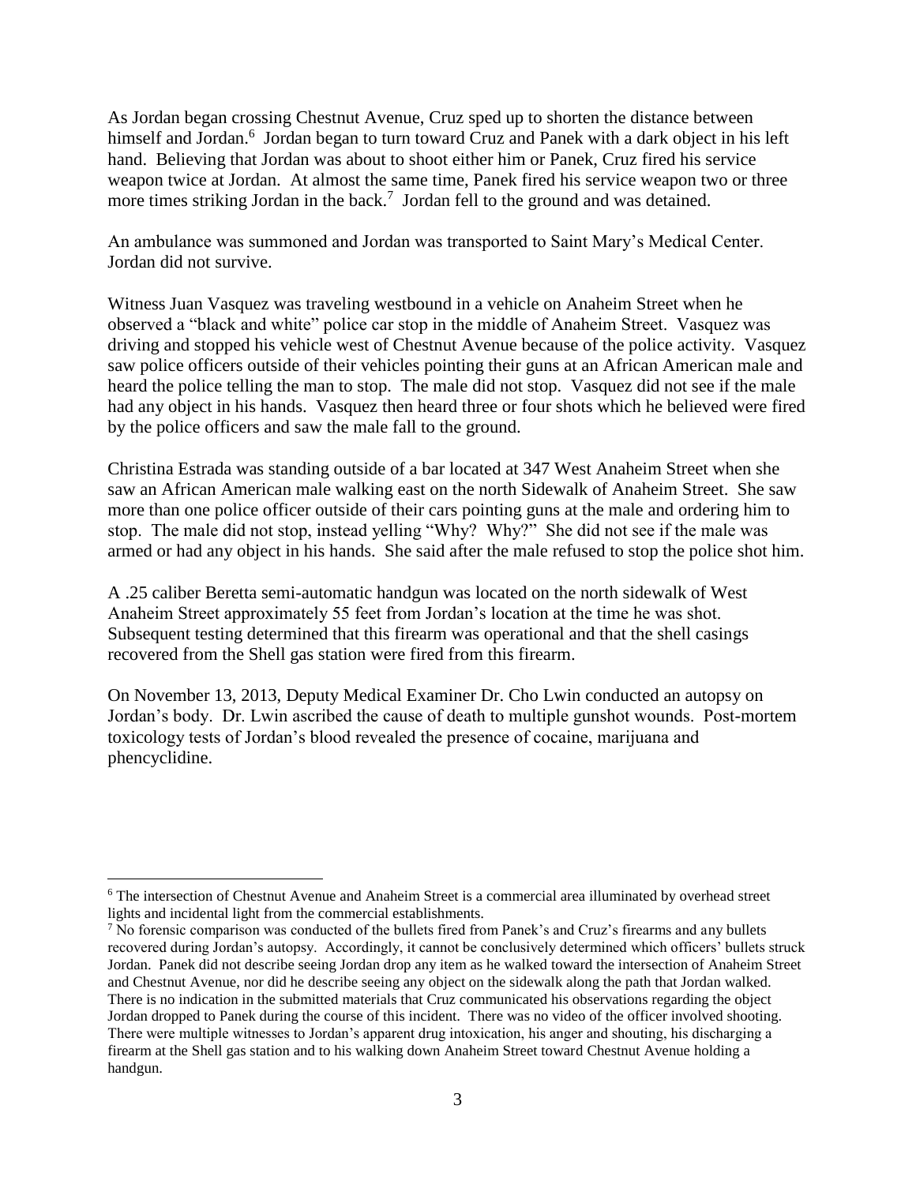As Jordan began crossing Chestnut Avenue, Cruz sped up to shorten the distance between himself and Jordan.[6] Jordan began to turn toward Cruz and Panek with a dark object in his left hand. Believing that Jordan was about to shoot either him or Panek, Cruz fired his service weapon twice at Jordan. At almost the same time, Panek fired his service weapon two or three more times striking Jordan in the back.[7] Jordan fell to the ground and was detained.

An ambulance was summoned and Jordan was transported to Saint Mary's Medical Center. Jordan did not survive.

Witness Juan Vasquez was traveling westbound in a vehicle on Anaheim Street when he observed a "black and white" police car stop in the middle of Anaheim Street. Vasquez was driving and stopped his vehicle west of Chestnut Avenue because of the police activity. Vasquez saw police officers outside of their vehicles pointing their guns at an African American male and heard the police telling the man to stop. The male did not stop. Vasquez did not see if the male had any object in his hands. Vasquez then heard three or four shots which he believed were fired by the police officers and saw the male fall to the ground.

Christina Estrada was standing outside of a bar located at 347 West Anaheim Street when she saw an African American male walking east on the north Sidewalk of Anaheim Street. She saw more than one police officer outside of their cars pointing guns at the male and ordering him to stop. The male did not stop, instead yelling "Why? Why?" She did not see if the male was armed or had any object in his hands. She said after the male refused to stop the police shot him.

A .25 caliber Beretta semi-automatic handgun was located on the north sidewalk of West Anaheim Street approximately 55 feet from Jordan's location at the time he was shot. Subsequent testing determined that this firearm was operational and that the shell casings recovered from the Shell gas station were fired from this firearm.

On November 13, 2013, Deputy Medical Examiner Dr. Cho Lwin conducted an autopsy on Jordan's body. Dr. Lwin ascribed the cause of death to multiple gunshot wounds. Post-mortem toxicology tests of Jordan's blood revealed the presence of cocaine, marijuana and phencyclidine.

---

[6] The intersection of Chestnut Avenue and Anaheim Street is a commercial area illuminated by overhead street lights and incidental light from the commercial establishments.

[7] No forensic comparison was conducted of the bullets fired from Panek's and Cruz's firearms and any bullets recovered during Jordan's autopsy. Accordingly, it cannot be conclusively determined which officers' bullets struck Jordan. Panek did not describe seeing Jordan drop any item as he walked toward the intersection of Anaheim Street and Chestnut Avenue, nor did he describe seeing any object on the sidewalk along the path that Jordan walked. There is no indication in the submitted materials that Cruz communicated his observations regarding the object Jordan dropped to Panek during the course of this incident. There was no video of the officer involved shooting. There were multiple witnesses to Jordan's apparent drug intoxication, his anger and shouting, his discharging a firearm at the Shell gas station and to his walking down Anaheim Street toward Chestnut Avenue holding a handgun.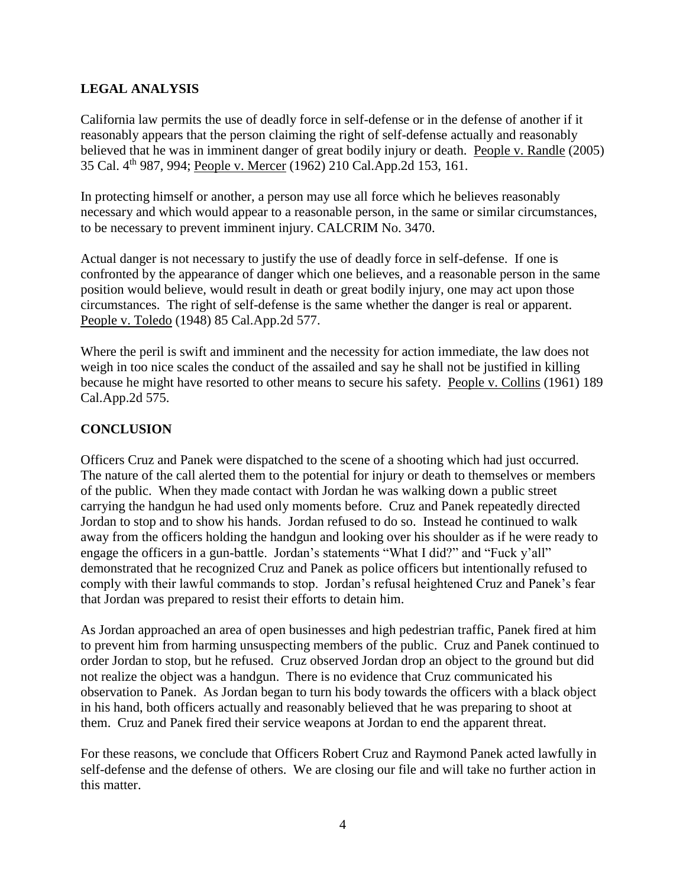## LEGAL ANALYSIS

California law permits the use of deadly force in self-defense or in the defense of another if it reasonably appears that the person claiming the right of self-defense actually and reasonably believed that he was in imminent danger of great bodily injury or death. People v. Randle (2005) 35 Cal. 4th 987, 994; People v. Mercer (1962) 210 Cal.App.2d 153, 161.

In protecting himself or another, a person may use all force which he believes reasonably necessary and which would appear to a reasonable person, in the same or similar circumstances, to be necessary to prevent imminent injury. CALCRIM No. 3470.

Actual danger is not necessary to justify the use of deadly force in self-defense. If one is confronted by the appearance of danger which one believes, and a reasonable person in the same position would believe, would result in death or great bodily injury, one may act upon those circumstances. The right of self-defense is the same whether the danger is real or apparent. People v. Toledo (1948) 85 Cal.App.2d 577.

Where the peril is swift and imminent and the necessity for action immediate, the law does not weigh in too nice scales the conduct of the assailed and say he shall not be justified in killing because he might have resorted to other means to secure his safety. People v. Collins (1961) 189 Cal.App.2d 575.

## CONCLUSION

Officers Cruz and Panek were dispatched to the scene of a shooting which had just occurred. The nature of the call alerted them to the potential for injury or death to themselves or members of the public. When they made contact with Jordan he was walking down a public street carrying the handgun he had used only moments before. Cruz and Panek repeatedly directed Jordan to stop and to show his hands. Jordan refused to do so. Instead he continued to walk away from the officers holding the handgun and looking over his shoulder as if he were ready to engage the officers in a gun-battle. Jordan's statements "What I did?" and "Fuck y'all" demonstrated that he recognized Cruz and Panek as police officers but intentionally refused to comply with their lawful commands to stop. Jordan's refusal heightened Cruz and Panek's fear that Jordan was prepared to resist their efforts to detain him.

As Jordan approached an area of open businesses and high pedestrian traffic, Panek fired at him to prevent him from harming unsuspecting members of the public. Cruz and Panek continued to order Jordan to stop, but he refused. Cruz observed Jordan drop an object to the ground but did not realize the object was a handgun. There is no evidence that Cruz communicated his observation to Panek. As Jordan began to turn his body towards the officers with a black object in his hand, both officers actually and reasonably believed that he was preparing to shoot at them. Cruz and Panek fired their service weapons at Jordan to end the apparent threat.

For these reasons, we conclude that Officers Robert Cruz and Raymond Panek acted lawfully in self-defense and the defense of others. We are closing our file and will take no further action in this matter.